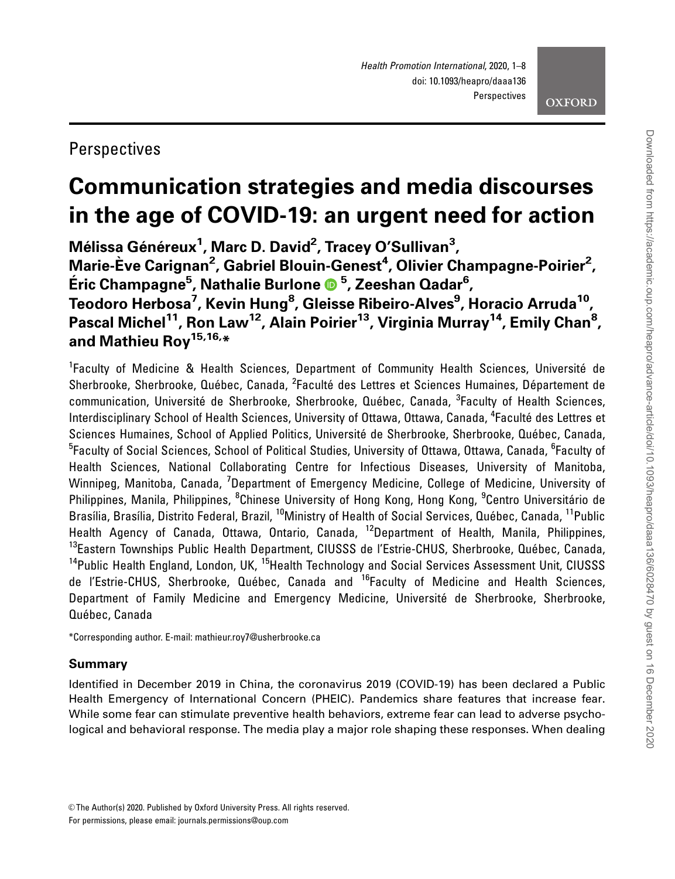Perspectives

# Communication strategies and media discourses in the age of COVID-19: an urgent need for action

**Mélissa Généreux[1], Marc D. David[2], Tracey O'Sullivan[3], Marie-Ève Carignan[2], Gabriel Blouin-Genest[4], Olivier Champagne-Poirier[2], Éric Champagne[5], Nathalie Burlone[5], Zeeshan Qadar[6], Teodoro Herbosa[7], Kevin Hung[8], Gleisse Ribeiro-Alves[9], Horacio Arruda[10], Pascal Michel[11], Ron Law[12], Alain Poirier[13], Virginia Murray[14], Emily Chan[8], and Mathieu Roy[15,16,*]**

[1]Faculty of Medicine & Health Sciences, Department of Community Health Sciences, Université de Sherbrooke, Sherbrooke, Québec, Canada, [2]Faculté des Lettres et Sciences Humaines, Département de communication, Université de Sherbrooke, Sherbrooke, Québec, Canada, [3]Faculty of Health Sciences, Interdisciplinary School of Health Sciences, University of Ottawa, Ottawa, Canada, [4]Faculté des Lettres et Sciences Humaines, School of Applied Politics, Université de Sherbrooke, Sherbrooke, Québec, Canada, [5]Faculty of Social Sciences, School of Political Studies, University of Ottawa, Ottawa, Canada, [6]Faculty of Health Sciences, National Collaborating Centre for Infectious Diseases, University of Manitoba, Winnipeg, Manitoba, Canada, [7]Department of Emergency Medicine, College of Medicine, University of Philippines, Manila, Philippines, [8]Chinese University of Hong Kong, Hong Kong, [9]Centro Universitário de Brasília, Brasília, Distrito Federal, Brazil, [10]Ministry of Health of Social Services, Québec, Canada, [11]Public Health Agency of Canada, Ottawa, Ontario, Canada, [12]Department of Health, Manila, Philippines, [13]Eastern Townships Public Health Department, CIUSSS de l'Estrie-CHUS, Sherbrooke, Québec, Canada, [14]Public Health England, London, UK, [15]Health Technology and Social Services Assessment Unit, CIUSSS de l'Estrie-CHUS, Sherbrooke, Québec, Canada and [16]Faculty of Medicine and Health Sciences, Department of Family Medicine and Emergency Medicine, Université de Sherbrooke, Sherbrooke, Québec, Canada

*Corresponding author. E-mail: mathieur.roy7@usherbrooke.ca

## Summary

Identified in December 2019 in China, the coronavirus 2019 (COVID-19) has been declared a Public Health Emergency of International Concern (PHEIC). Pandemics share features that increase fear. While some fear can stimulate preventive health behaviors, extreme fear can lead to adverse psychological and behavioral response. The media play a major role shaping these responses. When dealing

© The Author(s) 2020. Published by Oxford University Press. All rights reserved.
For permissions, please email: journals.permissions@oup.com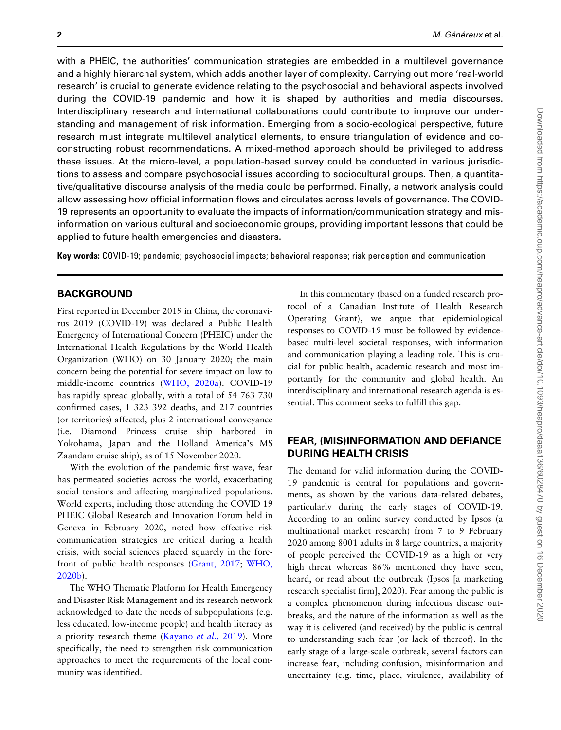with a PHEIC, the authorities' communication strategies are embedded in a multilevel governance and a highly hierarchal system, which adds another layer of complexity. Carrying out more 'real-world research' is crucial to generate evidence relating to the psychosocial and behavioral aspects involved during the COVID-19 pandemic and how it is shaped by authorities and media discourses. Interdisciplinary research and international collaborations could contribute to improve our understanding and management of risk information. Emerging from a socio-ecological perspective, future research must integrate multilevel analytical elements, to ensure triangulation of evidence and co-constructing robust recommendations. A mixed-method approach should be privileged to address these issues. At the micro-level, a population-based survey could be conducted in various jurisdictions to assess and compare psychosocial issues according to sociocultural groups. Then, a quantitative/qualitative discourse analysis of the media could be performed. Finally, a network analysis could allow assessing how official information flows and circulates across levels of governance. The COVID-19 represents an opportunity to evaluate the impacts of information/communication strategy and misinformation on various cultural and socioeconomic groups, providing important lessons that could be applied to future health emergencies and disasters.

**Key words:** COVID-19; pandemic; psychosocial impacts; behavioral response; risk perception and communication

## BACKGROUND

First reported in December 2019 in China, the coronavirus 2019 (COVID-19) was declared a Public Health Emergency of International Concern (PHEIC) under the International Health Regulations by the World Health Organization (WHO) on 30 January 2020; the main concern being the potential for severe impact on low to middle-income countries (WHO, 2020a). COVID-19 has rapidly spread globally, with a total of 54 763 730 confirmed cases, 1 323 392 deaths, and 217 countries (or territories) affected, plus 2 international conveyance (i.e. Diamond Princess cruise ship harbored in Yokohama, Japan and the Holland America's MS Zaandam cruise ship), as of 15 November 2020.

With the evolution of the pandemic first wave, fear has permeated societies across the world, exacerbating social tensions and affecting marginalized populations. World experts, including those attending the COVID 19 PHEIC Global Research and Innovation Forum held in Geneva in February 2020, noted how effective risk communication strategies are critical during a health crisis, with social sciences placed squarely in the forefront of public health responses (Grant, 2017; WHO, 2020b).

The WHO Thematic Platform for Health Emergency and Disaster Risk Management and its research network acknowledged to date the needs of subpopulations (e.g. less educated, low-income people) and health literacy as a priority research theme (Kayano *et al.*, 2019). More specifically, the need to strengthen risk communication approaches to meet the requirements of the local community was identified.

In this commentary (based on a funded research protocol of a Canadian Institute of Health Research Operating Grant), we argue that epidemiological responses to COVID-19 must be followed by evidence-based multi-level societal responses, with information and communication playing a leading role. This is crucial for public health, academic research and most importantly for the community and global health. An interdisciplinary and international research agenda is essential. This comment seeks to fulfill this gap.

## FEAR, (MIS)INFORMATION AND DEFIANCE DURING HEALTH CRISIS

The demand for valid information during the COVID-19 pandemic is central for populations and governments, as shown by the various data-related debates, particularly during the early stages of COVID-19. According to an online survey conducted by Ipsos (a multinational market research) from 7 to 9 February 2020 among 8001 adults in 8 large countries, a majority of people perceived the COVID-19 as a high or very high threat whereas 86% mentioned they have seen, heard, or read about the outbreak (Ipsos [a marketing research specialist firm], 2020). Fear among the public is a complex phenomenon during infectious disease outbreaks, and the nature of the information as well as the way it is delivered (and received) by the public is central to understanding such fear (or lack of thereof). In the early stage of a large-scale outbreak, several factors can increase fear, including confusion, misinformation and uncertainty (e.g. time, place, virulence, availability of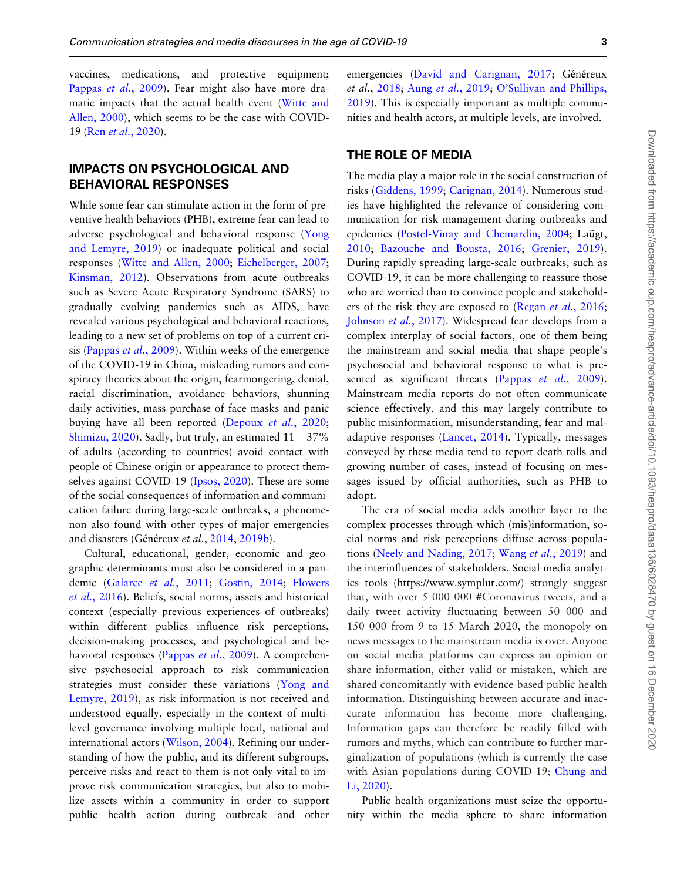vaccines, medications, and protective equipment; Pappas *et al.*, 2009). Fear might also have more dramatic impacts that the actual health event (Witte and Allen, 2000), which seems to be the case with COVID-19 (Ren *et al.*, 2020).

## IMPACTS ON PSYCHOLOGICAL AND BEHAVIORAL RESPONSES

While some fear can stimulate action in the form of preventive health behaviors (PHB), extreme fear can lead to adverse psychological and behavioral response (Yong and Lemyre, 2019) or inadequate political and social responses (Witte and Allen, 2000; Eichelberger, 2007; Kinsman, 2012). Observations from acute outbreaks such as Severe Acute Respiratory Syndrome (SARS) to gradually evolving pandemics such as AIDS, have revealed various psychological and behavioral reactions, leading to a new set of problems on top of a current crisis (Pappas *et al.*, 2009). Within weeks of the emergence of the COVID-19 in China, misleading rumors and conspiracy theories about the origin, fearmongering, denial, racial discrimination, avoidance behaviors, shunning daily activities, mass purchase of face masks and panic buying have all been reported (Depoux *et al.*, 2020; Shimizu, 2020). Sadly, but truly, an estimated 11 – 37% of adults (according to countries) avoid contact with people of Chinese origin or appearance to protect themselves against COVID-19 (Ipsos, 2020). These are some of the social consequences of information and communication failure during large-scale outbreaks, a phenomenon also found with other types of major emergencies and disasters (Généreux *et al.*, 2014, 2019b).

Cultural, educational, gender, economic and geographic determinants must also be considered in a pandemic (Galarce *et al.*, 2011; Gostin, 2014; Flowers *et al.*, 2016). Beliefs, social norms, assets and historical context (especially previous experiences of outbreaks) within different publics influence risk perceptions, decision-making processes, and psychological and behavioral responses (Pappas *et al.*, 2009). A comprehensive psychosocial approach to risk communication strategies must consider these variations (Yong and Lemyre, 2019), as risk information is not received and understood equally, especially in the context of multilevel governance involving multiple local, national and international actors (Wilson, 2004). Refining our understanding of how the public, and its different subgroups, perceive risks and react to them is not only vital to improve risk communication strategies, but also to mobilize assets within a community in order to support public health action during outbreak and other emergencies (David and Carignan, 2017; Généreux *et al.*, 2018; Aung *et al.*, 2019; O'Sullivan and Phillips, 2019). This is especially important as multiple communities and health actors, at multiple levels, are involved.

## THE ROLE OF MEDIA

The media play a major role in the social construction of risks (Giddens, 1999; Carignan, 2014). Numerous studies have highlighted the relevance of considering communication for risk management during outbreaks and epidemics (Postel-Vinay and Chemardin, 2004; Laügt, 2010; Bazouche and Bousta, 2016; Grenier, 2019). During rapidly spreading large-scale outbreaks, such as COVID-19, it can be more challenging to reassure those who are worried than to convince people and stakeholders of the risk they are exposed to (Regan *et al.*, 2016; Johnson *et al.*, 2017). Widespread fear develops from a complex interplay of social factors, one of them being the mainstream and social media that shape people's psychosocial and behavioral response to what is presented as significant threats (Pappas *et al.*, 2009). Mainstream media reports do not often communicate science effectively, and this may largely contribute to public misinformation, misunderstanding, fear and maladaptive responses (Lancet, 2014). Typically, messages conveyed by these media tend to report death tolls and growing number of cases, instead of focusing on messages issued by official authorities, such as PHB to adopt.

The era of social media adds another layer to the complex processes through which (mis)information, social norms and risk perceptions diffuse across populations (Neely and Nading, 2017; Wang *et al.*, 2019) and the interinfluences of stakeholders. Social media analytics tools (https://www.symplur.com/) strongly suggest that, with over 5 000 000 #Coronavirus tweets, and a daily tweet activity fluctuating between 50 000 and 150 000 from 9 to 15 March 2020, the monopoly on news messages to the mainstream media is over. Anyone on social media platforms can express an opinion or share information, either valid or mistaken, which are shared concomitantly with evidence-based public health information. Distinguishing between accurate and inaccurate information has become more challenging. Information gaps can therefore be readily filled with rumors and myths, which can contribute to further marginalization of populations (which is currently the case with Asian populations during COVID-19; Chung and Li, 2020).

Public health organizations must seize the opportunity within the media sphere to share information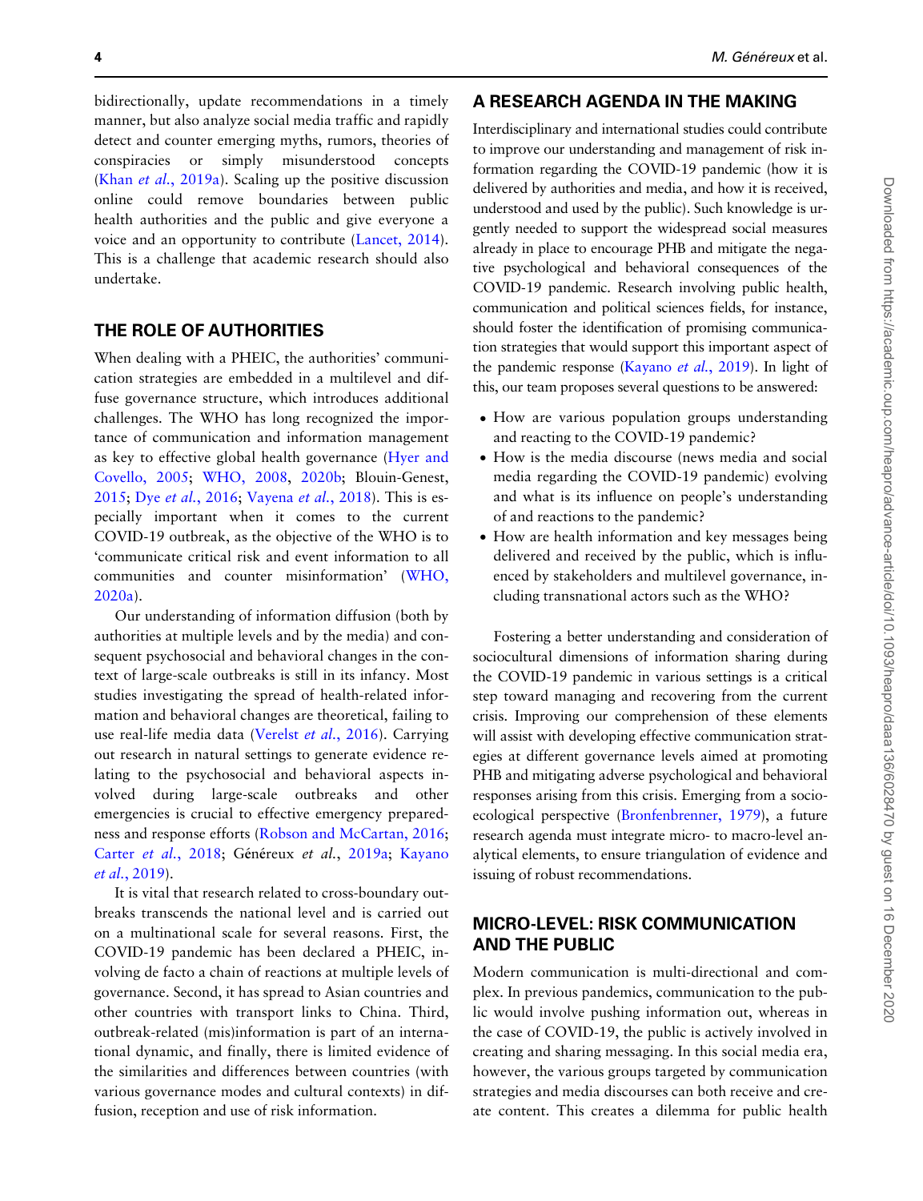bidirectionally, update recommendations in a timely manner, but also analyze social media traffic and rapidly detect and counter emerging myths, rumors, theories of conspiracies or simply misunderstood concepts (Khan *et al.*, 2019a). Scaling up the positive discussion online could remove boundaries between public health authorities and the public and give everyone a voice and an opportunity to contribute (Lancet, 2014). This is a challenge that academic research should also undertake.

## THE ROLE OF AUTHORITIES

When dealing with a PHEIC, the authorities' communication strategies are embedded in a multilevel and diffuse governance structure, which introduces additional challenges. The WHO has long recognized the importance of communication and information management as key to effective global health governance (Hyer and Covello, 2005; WHO, 2008, 2020b; Blouin-Genest, 2015; Dye *et al.*, 2016; Vayena *et al.*, 2018). This is especially important when it comes to the current COVID-19 outbreak, as the objective of the WHO is to 'communicate critical risk and event information to all communities and counter misinformation' (WHO, 2020a).

Our understanding of information diffusion (both by authorities at multiple levels and by the media) and consequent psychosocial and behavioral changes in the context of large-scale outbreaks is still in its infancy. Most studies investigating the spread of health-related information and behavioral changes are theoretical, failing to use real-life media data (Verelst *et al.*, 2016). Carrying out research in natural settings to generate evidence relating to the psychosocial and behavioral aspects involved during large-scale outbreaks and other emergencies is crucial to effective emergency preparedness and response efforts (Robson and McCartan, 2016; Carter *et al.*, 2018; Généreux *et al.*, 2019a; Kayano *et al.*, 2019).

It is vital that research related to cross-boundary outbreaks transcends the national level and is carried out on a multinational scale for several reasons. First, the COVID-19 pandemic has been declared a PHEIC, involving de facto a chain of reactions at multiple levels of governance. Second, it has spread to Asian countries and other countries with transport links to China. Third, outbreak-related (mis)information is part of an international dynamic, and finally, there is limited evidence of the similarities and differences between countries (with various governance modes and cultural contexts) in diffusion, reception and use of risk information.

## A RESEARCH AGENDA IN THE MAKING

Interdisciplinary and international studies could contribute to improve our understanding and management of risk information regarding the COVID-19 pandemic (how it is delivered by authorities and media, and how it is received, understood and used by the public). Such knowledge is urgently needed to support the widespread social measures already in place to encourage PHB and mitigate the negative psychological and behavioral consequences of the COVID-19 pandemic. Research involving public health, communication and political sciences fields, for instance, should foster the identification of promising communication strategies that would support this important aspect of the pandemic response (Kayano *et al.*, 2019). In light of this, our team proposes several questions to be answered:

- How are various population groups understanding and reacting to the COVID-19 pandemic?
- How is the media discourse (news media and social media regarding the COVID-19 pandemic) evolving and what is its influence on people's understanding of and reactions to the pandemic?
- How are health information and key messages being delivered and received by the public, which is influenced by stakeholders and multilevel governance, including transnational actors such as the WHO?

Fostering a better understanding and consideration of sociocultural dimensions of information sharing during the COVID-19 pandemic in various settings is a critical step toward managing and recovering from the current crisis. Improving our comprehension of these elements will assist with developing effective communication strategies at different governance levels aimed at promoting PHB and mitigating adverse psychological and behavioral responses arising from this crisis. Emerging from a socio-ecological perspective (Bronfenbrenner, 1979), a future research agenda must integrate micro- to macro-level analytical elements, to ensure triangulation of evidence and issuing of robust recommendations.

## MICRO-LEVEL: RISK COMMUNICATION AND THE PUBLIC

Modern communication is multi-directional and complex. In previous pandemics, communication to the public would involve pushing information out, whereas in the case of COVID-19, the public is actively involved in creating and sharing messaging. In this social media era, however, the various groups targeted by communication strategies and media discourses can both receive and create content. This creates a dilemma for public health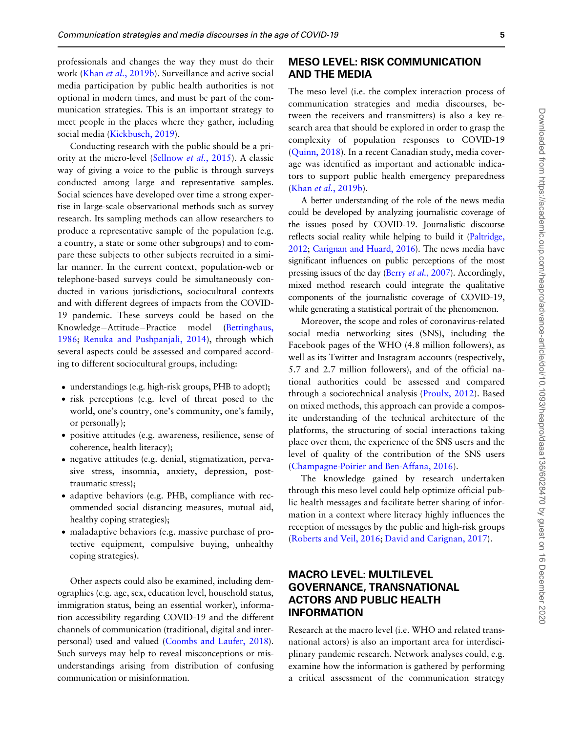professionals and changes the way they must do their work (Khan *et al.*, 2019b). Surveillance and active social media participation by public health authorities is not optional in modern times, and must be part of the communication strategies. This is an important strategy to meet people in the places where they gather, including social media (Kickbusch, 2019).

Conducting research with the public should be a priority at the micro-level (Sellnow *et al.*, 2015). A classic way of giving a voice to the public is through surveys conducted among large and representative samples. Social sciences have developed over time a strong expertise in large-scale observational methods such as survey research. Its sampling methods can allow researchers to produce a representative sample of the population (e.g. a country, a state or some other subgroups) and to compare these subjects to other subjects recruited in a similar manner. In the current context, population-web or telephone-based surveys could be simultaneously conducted in various jurisdictions, sociocultural contexts and with different degrees of impacts from the COVID-19 pandemic. These surveys could be based on the Knowledge–Attitude–Practice model (Bettinghaus, 1986; Renuka and Pushpanjali, 2014), through which several aspects could be assessed and compared according to different sociocultural groups, including:

- understandings (e.g. high-risk groups, PHB to adopt);
- risk perceptions (e.g. level of threat posed to the world, one's country, one's community, one's family, or personally);
- positive attitudes (e.g. awareness, resilience, sense of coherence, health literacy);
- negative attitudes (e.g. denial, stigmatization, pervasive stress, insomnia, anxiety, depression, post-traumatic stress);
- adaptive behaviors (e.g. PHB, compliance with recommended social distancing measures, mutual aid, healthy coping strategies);
- maladaptive behaviors (e.g. massive purchase of protective equipment, compulsive buying, unhealthy coping strategies).

Other aspects could also be examined, including demographics (e.g. age, sex, education level, household status, immigration status, being an essential worker), information accessibility regarding COVID-19 and the different channels of communication (traditional, digital and interpersonal) used and valued (Coombs and Laufer, 2018). Such surveys may help to reveal misconceptions or misunderstandings arising from distribution of confusing communication or misinformation.

## MESO LEVEL: RISK COMMUNICATION AND THE MEDIA

The meso level (i.e. the complex interaction process of communication strategies and media discourses, between the receivers and transmitters) is also a key research area that should be explored in order to grasp the complexity of population responses to COVID-19 (Quinn, 2018). In a recent Canadian study, media coverage was identified as important and actionable indicators to support public health emergency preparedness (Khan *et al.*, 2019b).

A better understanding of the role of the news media could be developed by analyzing journalistic coverage of the issues posed by COVID-19. Journalistic discourse reflects social reality while helping to build it (Paltridge, 2012; Carignan and Huard, 2016). The news media have significant influences on public perceptions of the most pressing issues of the day (Berry *et al.*, 2007). Accordingly, mixed method research could integrate the qualitative components of the journalistic coverage of COVID-19, while generating a statistical portrait of the phenomenon.

Moreover, the scope and roles of coronavirus-related social media networking sites (SNS), including the Facebook pages of the WHO (4.8 million followers), as well as its Twitter and Instagram accounts (respectively, 5.7 and 2.7 million followers), and of the official national authorities could be assessed and compared through a sociotechnical analysis (Proulx, 2012). Based on mixed methods, this approach can provide a composite understanding of the technical architecture of the platforms, the structuring of social interactions taking place over them, the experience of the SNS users and the level of quality of the contribution of the SNS users (Champagne-Poirier and Ben-Affana, 2016).

The knowledge gained by research undertaken through this meso level could help optimize official public health messages and facilitate better sharing of information in a context where literacy highly influences the reception of messages by the public and high-risk groups (Roberts and Veil, 2016; David and Carignan, 2017).

## MACRO LEVEL: MULTILEVEL GOVERNANCE, TRANSNATIONAL ACTORS AND PUBLIC HEALTH INFORMATION

Research at the macro level (i.e. WHO and related transnational actors) is also an important area for interdisciplinary pandemic research. Network analyses could, e.g. examine how the information is gathered by performing a critical assessment of the communication strategy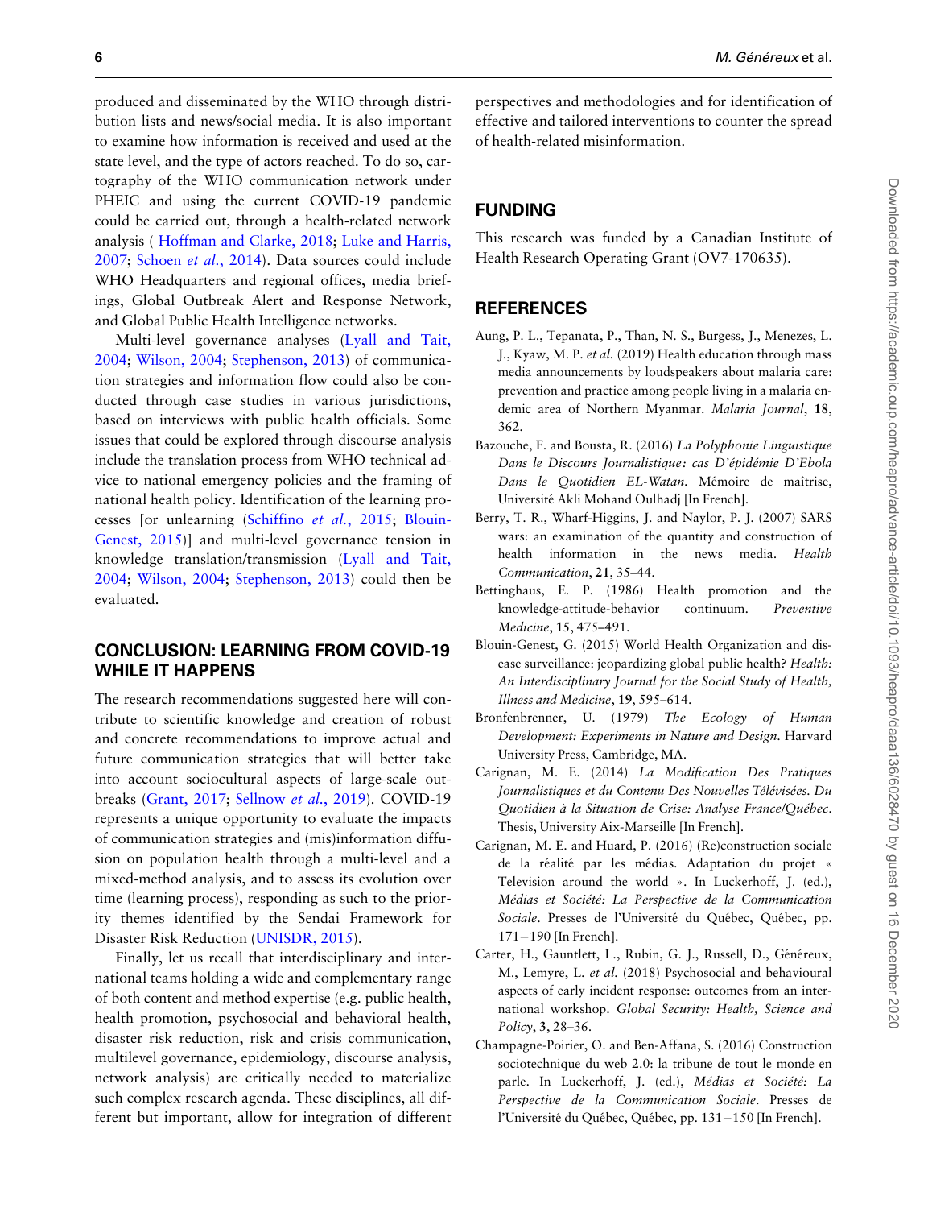produced and disseminated by the WHO through distribution lists and news/social media. It is also important to examine how information is received and used at the state level, and the type of actors reached. To do so, cartography of the WHO communication network under PHEIC and using the current COVID-19 pandemic could be carried out, through a health-related network analysis ( Hoffman and Clarke, 2018; Luke and Harris, 2007; Schoen *et al.*, 2014). Data sources could include WHO Headquarters and regional offices, media briefings, Global Outbreak Alert and Response Network, and Global Public Health Intelligence networks.

Multi-level governance analyses (Lyall and Tait, 2004; Wilson, 2004; Stephenson, 2013) of communication strategies and information flow could also be conducted through case studies in various jurisdictions, based on interviews with public health officials. Some issues that could be explored through discourse analysis include the translation process from WHO technical advice to national emergency policies and the framing of national health policy. Identification of the learning processes [or unlearning (Schiffino *et al.*, 2015; Blouin-Genest, 2015)] and multi-level governance tension in knowledge translation/transmission (Lyall and Tait, 2004; Wilson, 2004; Stephenson, 2013) could then be evaluated.

## CONCLUSION: LEARNING FROM COVID-19 WHILE IT HAPPENS

The research recommendations suggested here will contribute to scientific knowledge and creation of robust and concrete recommendations to improve actual and future communication strategies that will better take into account sociocultural aspects of large-scale outbreaks (Grant, 2017; Sellnow *et al.*, 2019). COVID-19 represents a unique opportunity to evaluate the impacts of communication strategies and (mis)information diffusion on population health through a multi-level and a mixed-method analysis, and to assess its evolution over time (learning process), responding as such to the priority themes identified by the Sendai Framework for Disaster Risk Reduction (UNISDR, 2015).

Finally, let us recall that interdisciplinary and international teams holding a wide and complementary range of both content and method expertise (e.g. public health, health promotion, psychosocial and behavioral health, disaster risk reduction, risk and crisis communication, multilevel governance, epidemiology, discourse analysis, network analysis) are critically needed to materialize such complex research agenda. These disciplines, all different but important, allow for integration of different perspectives and methodologies and for identification of effective and tailored interventions to counter the spread of health-related misinformation.

## FUNDING

This research was funded by a Canadian Institute of Health Research Operating Grant (OV7-170635).

## REFERENCES

Aung, P. L., Tepanata, P., Than, N. S., Burgess, J., Menezes, L. J., Kyaw, M. P. *et al.* (2019) Health education through mass media announcements by loudspeakers about malaria care: prevention and practice among people living in a malaria endemic area of Northern Myanmar. *Malaria Journal*, **18**, 362.

Bazouche, F. and Bousta, R. (2016) *La Polyphonie Linguistique Dans le Discours Journalistique: cas D'épidémie D'Ebola Dans le Quotidien EL-Watan*. Mémoire de maîtrise, Université Akli Mohand Oulhadj [In French].

Berry, T. R., Wharf-Higgins, J. and Naylor, P. J. (2007) SARS wars: an examination of the quantity and construction of health information in the news media. *Health Communication*, **21**, 35–44.

Bettinghaus, E. P. (1986) Health promotion and the knowledge-attitude-behavior continuum. *Preventive Medicine*, **15**, 475–491.

Blouin-Genest, G. (2015) World Health Organization and disease surveillance: jeopardizing global public health? *Health: An Interdisciplinary Journal for the Social Study of Health, Illness and Medicine*, **19**, 595–614.

Bronfenbrenner, U. (1979) *The Ecology of Human Development: Experiments in Nature and Design*. Harvard University Press, Cambridge, MA.

Carignan, M. E. (2014) *La Modification Des Pratiques Journalistiques et du Contenu Des Nouvelles Télévisées. Du Quotidien à la Situation de Crise: Analyse France/Québec*. Thesis, University Aix-Marseille [In French].

Carignan, M. E. and Huard, P. (2016) (Re)construction sociale de la réalité par les médias. Adaptation du projet « Television around the world ». In Luckerhoff, J. (ed.), *Médias et Société: La Perspective de la Communication Sociale*. Presses de l'Université du Québec, Québec, pp. 171−190 [In French].

Carter, H., Gauntlett, L., Rubin, G. J., Russell, D., Généreux, M., Lemyre, L. *et al.* (2018) Psychosocial and behavioural aspects of early incident response: outcomes from an international workshop. *Global Security: Health, Science and Policy*, **3**, 28–36.

Champagne-Poirier, O. and Ben-Affana, S. (2016) Construction sociotechnique du web 2.0: la tribune de tout le monde en parle. In Luckerhoff, J. (ed.), *Médias et Société: La Perspective de la Communication Sociale*. Presses de l'Université du Québec, Québec, pp. 131−150 [In French].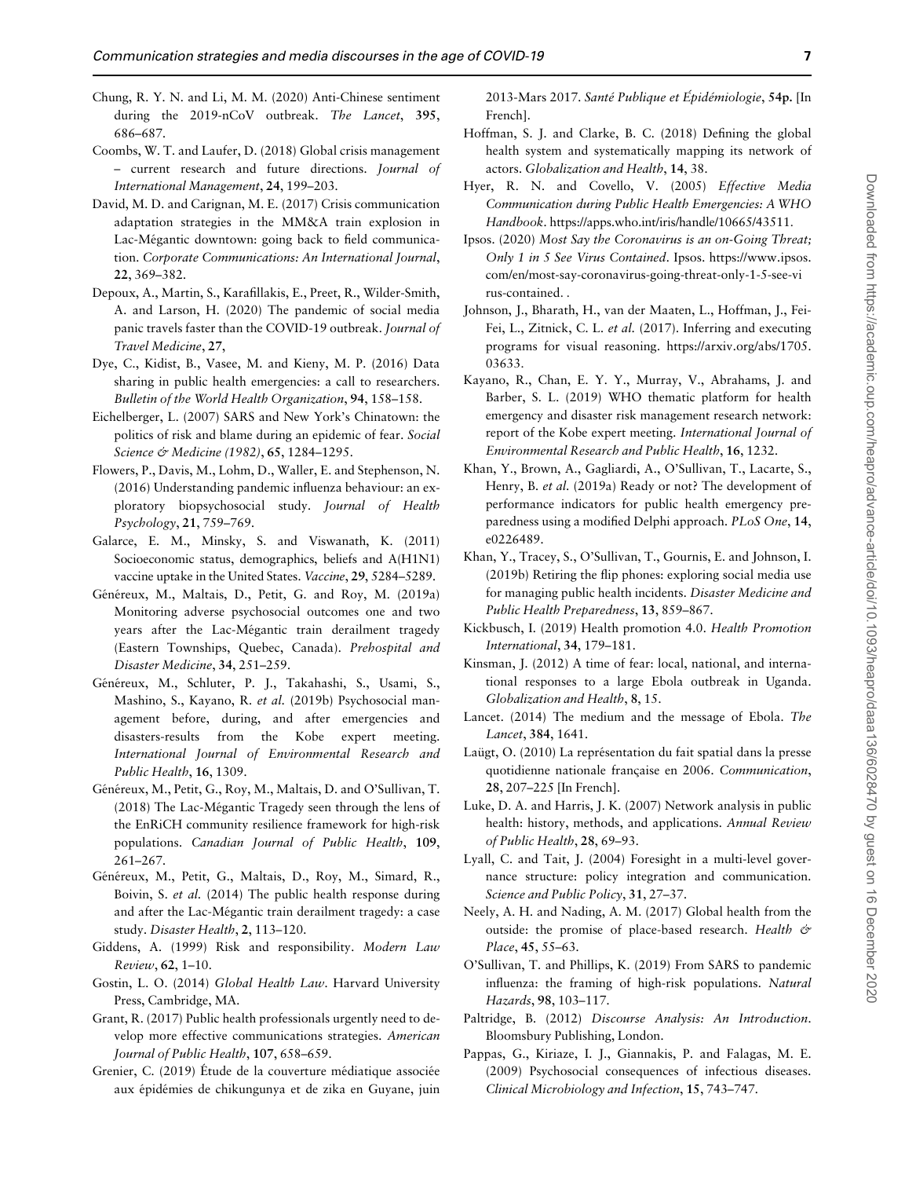Chung, R. Y. N. and Li, M. M. (2020) Anti-Chinese sentiment during the 2019-nCoV outbreak. *The Lancet*, **395**, 686–687.

Coombs, W. T. and Laufer, D. (2018) Global crisis management – current research and future directions. *Journal of International Management*, **24**, 199–203.

David, M. D. and Carignan, M. E. (2017) Crisis communication adaptation strategies in the MM&A train explosion in Lac-Mégantic downtown: going back to field communication. *Corporate Communications: An International Journal*, **22**, 369–382.

Depoux, A., Martin, S., Karafillakis, E., Preet, R., Wilder-Smith, A. and Larson, H. (2020) The pandemic of social media panic travels faster than the COVID-19 outbreak. *Journal of Travel Medicine*, **27**,

Dye, C., Kidist, B., Vasee, M. and Kieny, M. P. (2016) Data sharing in public health emergencies: a call to researchers. *Bulletin of the World Health Organization*, **94**, 158–158.

Eichelberger, L. (2007) SARS and New York's Chinatown: the politics of risk and blame during an epidemic of fear. *Social Science & Medicine (1982)*, **65**, 1284–1295.

Flowers, P., Davis, M., Lohm, D., Waller, E. and Stephenson, N. (2016) Understanding pandemic influenza behaviour: an exploratory biopsychosocial study. *Journal of Health Psychology*, **21**, 759–769.

Galarce, E. M., Minsky, S. and Viswanath, K. (2011) Socioeconomic status, demographics, beliefs and A(H1N1) vaccine uptake in the United States. *Vaccine*, **29**, 5284–5289.

Généreux, M., Maltais, D., Petit, G. and Roy, M. (2019a) Monitoring adverse psychosocial outcomes one and two years after the Lac-Mégantic train derailment tragedy (Eastern Townships, Quebec, Canada). *Prehospital and Disaster Medicine*, **34**, 251–259.

Généreux, M., Schluter, P. J., Takahashi, S., Usami, S., Mashino, S., Kayano, R. *et al.* (2019b) Psychosocial management before, during, and after emergencies and disasters-results from the Kobe expert meeting. *International Journal of Environmental Research and Public Health*, **16**, 1309.

Généreux, M., Petit, G., Roy, M., Maltais, D. and O'Sullivan, T. (2018) The Lac-Mégantic Tragedy seen through the lens of the EnRiCH community resilience framework for high-risk populations. *Canadian Journal of Public Health*, **109**, 261–267.

Généreux, M., Petit, G., Maltais, D., Roy, M., Simard, R., Boivin, S. *et al.* (2014) The public health response during and after the Lac-Mégantic train derailment tragedy: a case study. *Disaster Health*, **2**, 113–120.

Giddens, A. (1999) Risk and responsibility. *Modern Law Review*, **62**, 1–10.

Gostin, L. O. (2014) *Global Health Law*. Harvard University Press, Cambridge, MA.

Grant, R. (2017) Public health professionals urgently need to develop more effective communications strategies. *American Journal of Public Health*, **107**, 658–659.

Grenier, C. (2019) Étude de la couverture médiatique associée aux épidémies de chikungunya et de zika en Guyane, juin 2013-Mars 2017. *Santé Publique et Épidémiologie*, **54p.** [In French].

Hoffman, S. J. and Clarke, B. C. (2018) Defining the global health system and systematically mapping its network of actors. *Globalization and Health*, **14**, 38.

Hyer, R. N. and Covello, V. (2005) *Effective Media Communication during Public Health Emergencies: A WHO Handbook*. https://apps.who.int/iris/handle/10665/43511.

Ipsos. (2020) *Most Say the Coronavirus is an on-Going Threat; Only 1 in 5 See Virus Contained*. Ipsos. https://www.ipsos.com/en/most-say-coronavirus-going-threat-only-1-5-see-virus-contained. .

Johnson, J., Bharath, H., van der Maaten, L., Hoffman, J., Fei-Fei, L., Zitnick, C. L. *et al.* (2017). Inferring and executing programs for visual reasoning. https://arxiv.org/abs/1705.03633.

Kayano, R., Chan, E. Y. Y., Murray, V., Abrahams, J. and Barber, S. L. (2019) WHO thematic platform for health emergency and disaster risk management research network: report of the Kobe expert meeting. *International Journal of Environmental Research and Public Health*, **16**, 1232.

Khan, Y., Brown, A., Gagliardi, A., O'Sullivan, T., Lacarte, S., Henry, B. *et al.* (2019a) Ready or not? The development of performance indicators for public health emergency preparedness using a modified Delphi approach. *PLoS One*, **14**, e0226489.

Khan, Y., Tracey, S., O'Sullivan, T., Gournis, E. and Johnson, I. (2019b) Retiring the flip phones: exploring social media use for managing public health incidents. *Disaster Medicine and Public Health Preparedness*, **13**, 859–867.

Kickbusch, I. (2019) Health promotion 4.0. *Health Promotion International*, **34**, 179–181.

Kinsman, J. (2012) A time of fear: local, national, and international responses to a large Ebola outbreak in Uganda. *Globalization and Health*, **8**, 15.

Lancet. (2014) The medium and the message of Ebola. *The Lancet*, **384**, 1641.

Laügt, O. (2010) La représentation du fait spatial dans la presse quotidienne nationale française en 2006. *Communication*, **28**, 207–225 [In French].

Luke, D. A. and Harris, J. K. (2007) Network analysis in public health: history, methods, and applications. *Annual Review of Public Health*, **28**, 69–93.

Lyall, C. and Tait, J. (2004) Foresight in a multi-level governance structure: policy integration and communication. *Science and Public Policy*, **31**, 27–37.

Neely, A. H. and Nading, A. M. (2017) Global health from the outside: the promise of place-based research. *Health & Place*, **45**, 55–63.

O'Sullivan, T. and Phillips, K. (2019) From SARS to pandemic influenza: the framing of high-risk populations. *Natural Hazards*, **98**, 103–117.

Paltridge, B. (2012) *Discourse Analysis: An Introduction*. Bloomsbury Publishing, London.

Pappas, G., Kiriaze, I. J., Giannakis, P. and Falagas, M. E. (2009) Psychosocial consequences of infectious diseases. *Clinical Microbiology and Infection*, **15**, 743–747.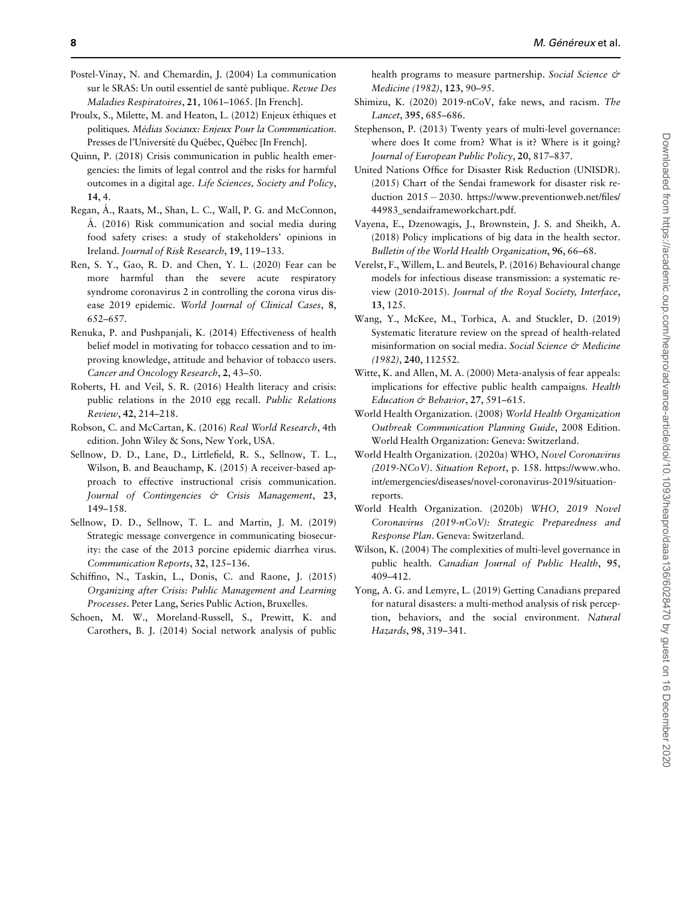Postel-Vinay, N. and Chemardin, J. (2004) La communication sur le SRAS: Un outil essentiel de santé publique. *Revue Des Maladies Respiratoires*, **21**, 1061–1065. [In French].

Proulx, S., Milette, M. and Heaton, L. (2012) Enjeux éthiques et politiques. *Médias Sociaux: Enjeux Pour la Communication*. Presses de l'Université du Québec, Québec [In French].

Quinn, P. (2018) Crisis communication in public health emergencies: the limits of legal control and the risks for harmful outcomes in a digital age. *Life Sciences, Society and Policy*, **14**, 4.

Regan, Á., Raats, M., Shan, L. C., Wall, P. G. and McConnon, Á. (2016) Risk communication and social media during food safety crises: a study of stakeholders' opinions in Ireland. *Journal of Risk Research*, **19**, 119–133.

Ren, S. Y., Gao, R. D. and Chen, Y. L. (2020) Fear can be more harmful than the severe acute respiratory syndrome coronavirus 2 in controlling the corona virus disease 2019 epidemic. *World Journal of Clinical Cases*, **8**, 652–657.

Renuka, P. and Pushpanjali, K. (2014) Effectiveness of health belief model in motivating for tobacco cessation and to improving knowledge, attitude and behavior of tobacco users. *Cancer and Oncology Research*, **2**, 43–50.

Roberts, H. and Veil, S. R. (2016) Health literacy and crisis: public relations in the 2010 egg recall. *Public Relations Review*, **42**, 214–218.

Robson, C. and McCartan, K. (2016) *Real World Research*, 4th edition. John Wiley & Sons, New York, USA.

Sellnow, D. D., Lane, D., Littlefield, R. S., Sellnow, T. L., Wilson, B. and Beauchamp, K. (2015) A receiver-based approach to effective instructional crisis communication. *Journal of Contingencies & Crisis Management*, **23**, 149–158.

Sellnow, D. D., Sellnow, T. L. and Martin, J. M. (2019) Strategic message convergence in communicating biosecurity: the case of the 2013 porcine epidemic diarrhea virus. *Communication Reports*, **32**, 125–136.

Schiffino, N., Taskin, L., Donis, C. and Raone, J. (2015) *Organizing after Crisis: Public Management and Learning Processes*. Peter Lang, Series Public Action, Bruxelles.

Schoen, M. W., Moreland-Russell, S., Prewitt, K. and Carothers, B. J. (2014) Social network analysis of public health programs to measure partnership. *Social Science & Medicine (1982)*, **123**, 90–95.

Shimizu, K. (2020) 2019-nCoV, fake news, and racism. *The Lancet*, **395**, 685–686.

Stephenson, P. (2013) Twenty years of multi-level governance: where does It come from? What is it? Where is it going? *Journal of European Public Policy*, **20**, 817–837.

United Nations Office for Disaster Risk Reduction (UNISDR). (2015) Chart of the Sendai framework for disaster risk reduction 2015 – 2030. https://www.preventionweb.net/files/44983_sendaiframeworkchart.pdf.

Vayena, E., Dzenowagis, J., Brownstein, J. S. and Sheikh, A. (2018) Policy implications of big data in the health sector. *Bulletin of the World Health Organization*, **96**, 66–68.

Verelst, F., Willem, L. and Beutels, P. (2016) Behavioural change models for infectious disease transmission: a systematic review (2010-2015). *Journal of the Royal Society, Interface*, **13**, 125.

Wang, Y., McKee, M., Torbica, A. and Stuckler, D. (2019) Systematic literature review on the spread of health-related misinformation on social media. *Social Science & Medicine (1982)*, **240**, 112552.

Witte, K. and Allen, M. A. (2000) Meta-analysis of fear appeals: implications for effective public health campaigns. *Health Education & Behavior*, **27**, 591–615.

World Health Organization. (2008) *World Health Organization Outbreak Communication Planning Guide*, 2008 Edition. World Health Organization: Geneva: Switzerland.

World Health Organization. (2020a) WHO, *Novel Coronavirus (2019-NCoV). Situation Report*, p. 158. https://www.who.int/emergencies/diseases/novel-coronavirus-2019/situation-reports.

World Health Organization. (2020b) *WHO, 2019 Novel Coronavirus (2019-nCoV): Strategic Preparedness and Response Plan*. Geneva: Switzerland.

Wilson, K. (2004) The complexities of multi-level governance in public health. *Canadian Journal of Public Health*, **95**, 409–412.

Yong, A. G. and Lemyre, L. (2019) Getting Canadians prepared for natural disasters: a multi-method analysis of risk perception, behaviors, and the social environment. *Natural Hazards*, **98**, 319–341.